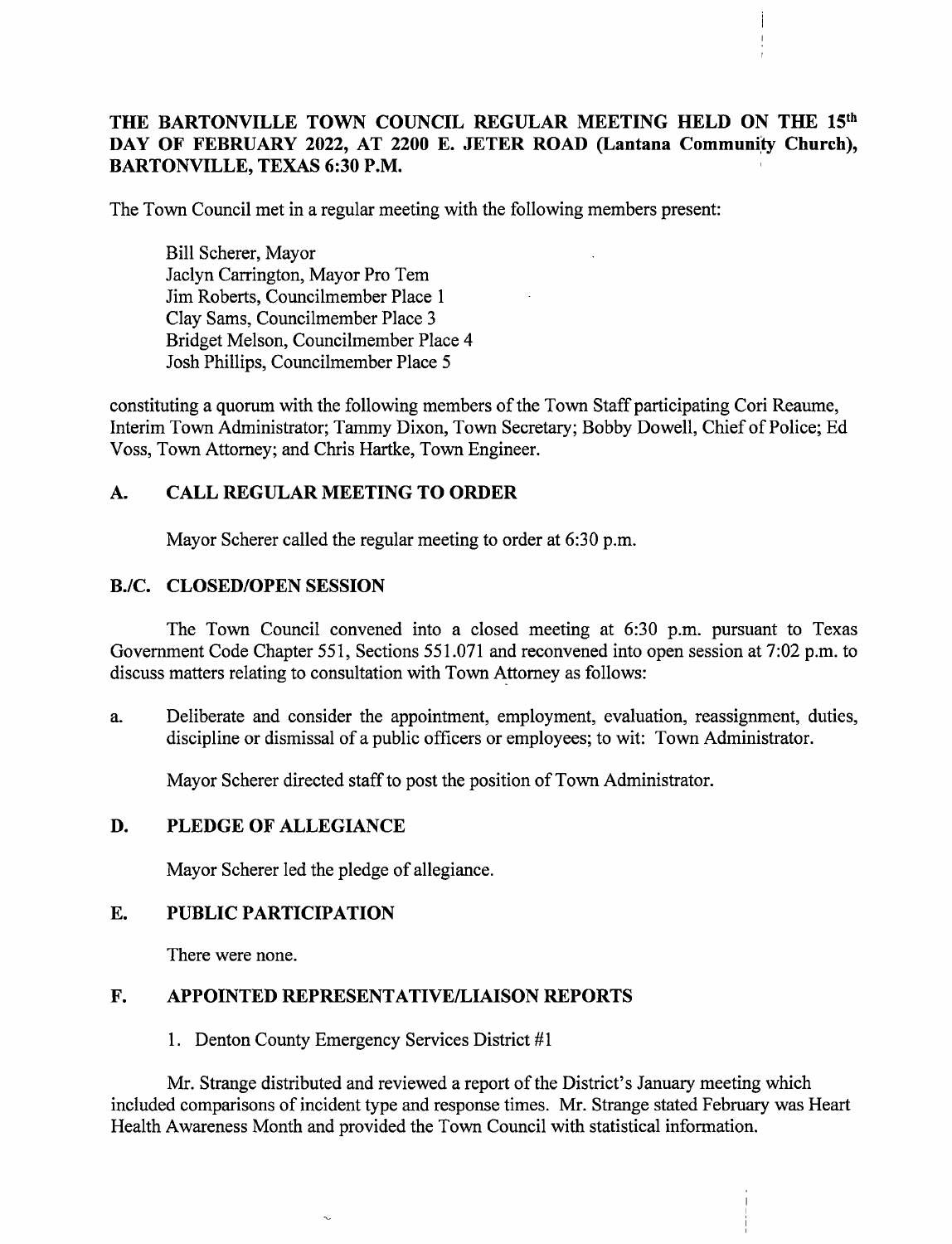**THE BARTONVILLE TOWN COUNCIL REGULAR MEETING HELD ON THE 15th DAY OF FEBRUARY 2022, AT 2200 E. JETER ROAD (Lantana Community Church), BARTONVILLE, TEXAS 6:30 P.M.**

The Town Council met in a regular meeting with the following members present:

Bill Scherer, Mayor
Jaclyn Carrington, Mayor Pro Tem
Jim Roberts, Councilmember Place 1
Clay Sams, Councilmember Place 3
Bridget Melson, Councilmember Place 4
Josh Phillips, Councilmember Place 5

constituting a quorum with the following members of the Town Staff participating Cori Reaume, Interim Town Administrator; Tammy Dixon, Town Secretary; Bobby Dowell, Chief of Police; Ed Voss, Town Attorney; and Chris Hartke, Town Engineer.

## A. CALL REGULAR MEETING TO ORDER

Mayor Scherer called the regular meeting to order at 6:30 p.m.

## B./C. CLOSED/OPEN SESSION

The Town Council convened into a closed meeting at 6:30 p.m. pursuant to Texas Government Code Chapter 551, Sections 551.071 and reconvened into open session at 7:02 p.m. to discuss matters relating to consultation with Town Attorney as follows:

a. Deliberate and consider the appointment, employment, evaluation, reassignment, duties, discipline or dismissal of a public officers or employees; to wit: Town Administrator.

Mayor Scherer directed staff to post the position of Town Administrator.

## D. PLEDGE OF ALLEGIANCE

Mayor Scherer led the pledge of allegiance.

## E. PUBLIC PARTICIPATION

There were none.

## F. APPOINTED REPRESENTATIVE/LIAISON REPORTS

1. Denton County Emergency Services District #1

Mr. Strange distributed and reviewed a report of the District's January meeting which included comparisons of incident type and response times. Mr. Strange stated February was Heart Health Awareness Month and provided the Town Council with statistical information.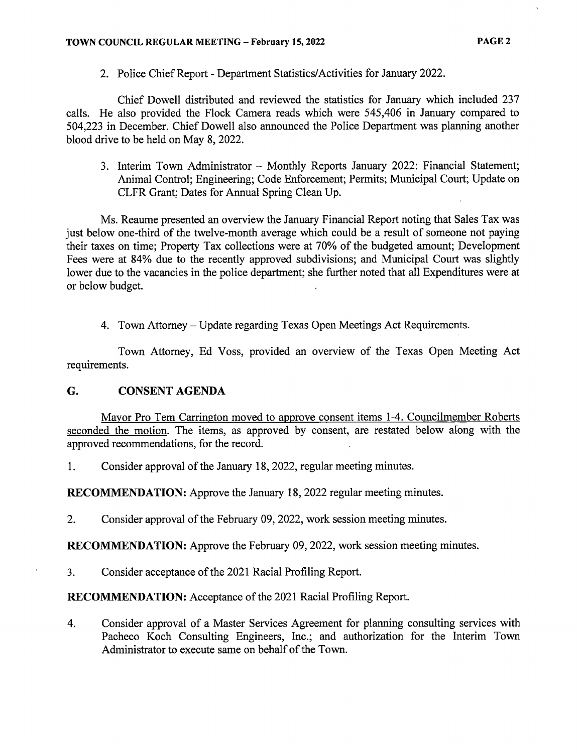2. Police Chief Report - Department Statistics/Activities for January 2022.

Chief Dowell distributed and reviewed the statistics for January which included 237 calls. He also provided the Flock Camera reads which were 545,406 in January compared to 504,223 in December. Chief Dowell also announced the Police Department was planning another blood drive to be held on May 8, 2022.

3. Interim Town Administrator – Monthly Reports January 2022: Financial Statement; Animal Control; Engineering; Code Enforcement; Permits; Municipal Court; Update on CLFR Grant; Dates for Annual Spring Clean Up.

Ms. Reaume presented an overview the January Financial Report noting that Sales Tax was just below one-third of the twelve-month average which could be a result of someone not paying their taxes on time; Property Tax collections were at 70% of the budgeted amount; Development Fees were at 84% due to the recently approved subdivisions; and Municipal Court was slightly lower due to the vacancies in the police department; she further noted that all Expenditures were at or below budget.

4. Town Attorney – Update regarding Texas Open Meetings Act Requirements.

Town Attorney, Ed Voss, provided an overview of the Texas Open Meeting Act requirements.

## G. CONSENT AGENDA

Mayor Pro Tem Carrington moved to approve consent items 1-4. Councilmember Roberts seconded the motion. The items, as approved by consent, are restated below along with the approved recommendations, for the record.

1. Consider approval of the January 18, 2022, regular meeting minutes.

**RECOMMENDATION:** Approve the January 18, 2022 regular meeting minutes.

2. Consider approval of the February 09, 2022, work session meeting minutes.

**RECOMMENDATION:** Approve the February 09, 2022, work session meeting minutes.

3. Consider acceptance of the 2021 Racial Profiling Report.

**RECOMMENDATION:** Acceptance of the 2021 Racial Profiling Report.

4. Consider approval of a Master Services Agreement for planning consulting services with Pacheco Koch Consulting Engineers, Inc.; and authorization for the Interim Town Administrator to execute same on behalf of the Town.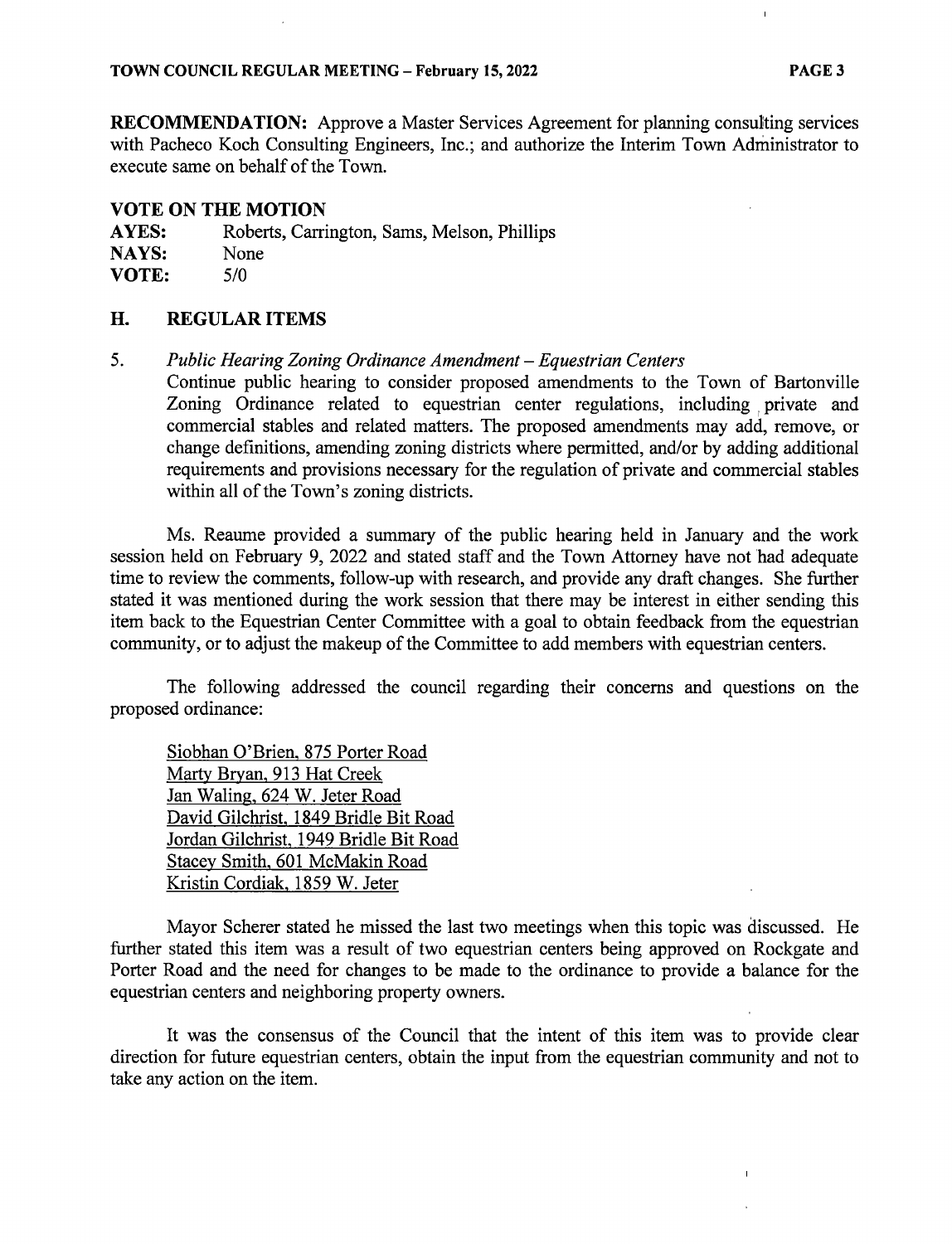**RECOMMENDATION:** Approve a Master Services Agreement for planning consulting services with Pacheco Koch Consulting Engineers, Inc.; and authorize the Interim Town Administrator to execute same on behalf of the Town.

**VOTE ON THE MOTION**

**AYES:** Roberts, Carrington, Sams, Melson, Phillips
**NAYS:** None
**VOTE:** 5/0

## H. REGULAR ITEMS

5. *Public Hearing Zoning Ordinance Amendment – Equestrian Centers*
   Continue public hearing to consider proposed amendments to the Town of Bartonville Zoning Ordinance related to equestrian center regulations, including private and commercial stables and related matters. The proposed amendments may add, remove, or change definitions, amending zoning districts where permitted, and/or by adding additional requirements and provisions necessary for the regulation of private and commercial stables within all of the Town's zoning districts.

Ms. Reaume provided a summary of the public hearing held in January and the work session held on February 9, 2022 and stated staff and the Town Attorney have not had adequate time to review the comments, follow-up with research, and provide any draft changes. She further stated it was mentioned during the work session that there may be interest in either sending this item back to the Equestrian Center Committee with a goal to obtain feedback from the equestrian community, or to adjust the makeup of the Committee to add members with equestrian centers.

The following addressed the council regarding their concerns and questions on the proposed ordinance:

Siobhan O'Brien, 875 Porter Road
Marty Bryan, 913 Hat Creek
Jan Waling, 624 W. Jeter Road
David Gilchrist, 1849 Bridle Bit Road
Jordan Gilchrist, 1949 Bridle Bit Road
Stacey Smith, 601 McMakin Road
Kristin Cordiak, 1859 W. Jeter

Mayor Scherer stated he missed the last two meetings when this topic was discussed. He further stated this item was a result of two equestrian centers being approved on Rockgate and Porter Road and the need for changes to be made to the ordinance to provide a balance for the equestrian centers and neighboring property owners.

It was the consensus of the Council that the intent of this item was to provide clear direction for future equestrian centers, obtain the input from the equestrian community and not to take any action on the item.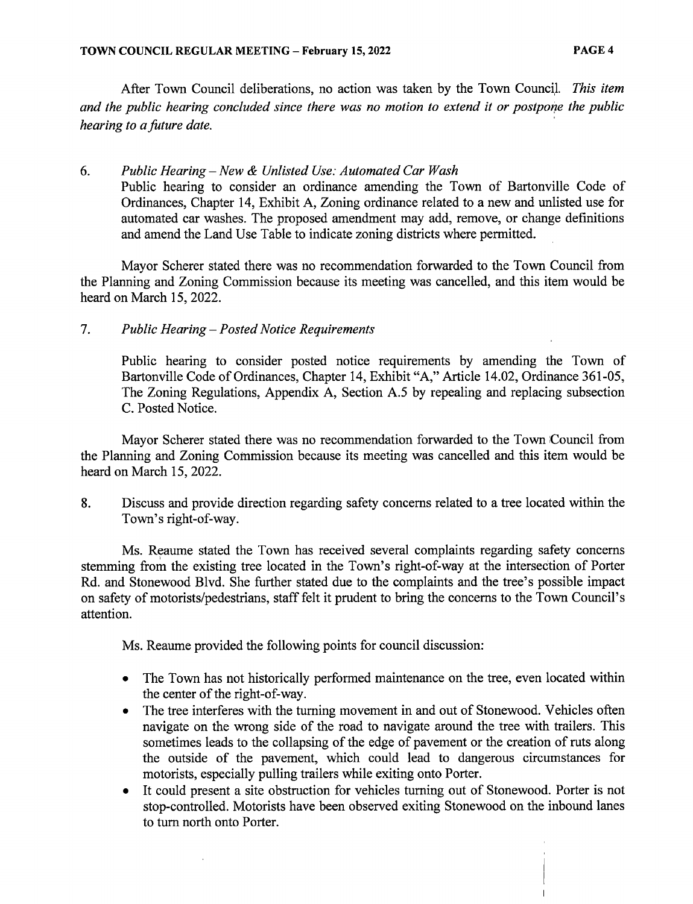After Town Council deliberations, no action was taken by the Town Council. *This item and the public hearing concluded since there was no motion to extend it or postpone the public hearing to a future date.*

6. *Public Hearing – New & Unlisted Use: Automated Car Wash*
   Public hearing to consider an ordinance amending the Town of Bartonville Code of Ordinances, Chapter 14, Exhibit A, Zoning ordinance related to a new and unlisted use for automated car washes. The proposed amendment may add, remove, or change definitions and amend the Land Use Table to indicate zoning districts where permitted.

Mayor Scherer stated there was no recommendation forwarded to the Town Council from the Planning and Zoning Commission because its meeting was cancelled, and this item would be heard on March 15, 2022.

7. *Public Hearing – Posted Notice Requirements*

   Public hearing to consider posted notice requirements by amending the Town of Bartonville Code of Ordinances, Chapter 14, Exhibit "A," Article 14.02, Ordinance 361-05, The Zoning Regulations, Appendix A, Section A.5 by repealing and replacing subsection C. Posted Notice.

Mayor Scherer stated there was no recommendation forwarded to the Town Council from the Planning and Zoning Commission because its meeting was cancelled and this item would be heard on March 15, 2022.

8. Discuss and provide direction regarding safety concerns related to a tree located within the Town's right-of-way.

Ms. Reaume stated the Town has received several complaints regarding safety concerns stemming from the existing tree located in the Town's right-of-way at the intersection of Porter Rd. and Stonewood Blvd. She further stated due to the complaints and the tree's possible impact on safety of motorists/pedestrians, staff felt it prudent to bring the concerns to the Town Council's attention.

Ms. Reaume provided the following points for council discussion:

- The Town has not historically performed maintenance on the tree, even located within the center of the right-of-way.
- The tree interferes with the turning movement in and out of Stonewood. Vehicles often navigate on the wrong side of the road to navigate around the tree with trailers. This sometimes leads to the collapsing of the edge of pavement or the creation of ruts along the outside of the pavement, which could lead to dangerous circumstances for motorists, especially pulling trailers while exiting onto Porter.
- It could present a site obstruction for vehicles turning out of Stonewood. Porter is not stop-controlled. Motorists have been observed exiting Stonewood on the inbound lanes to turn north onto Porter.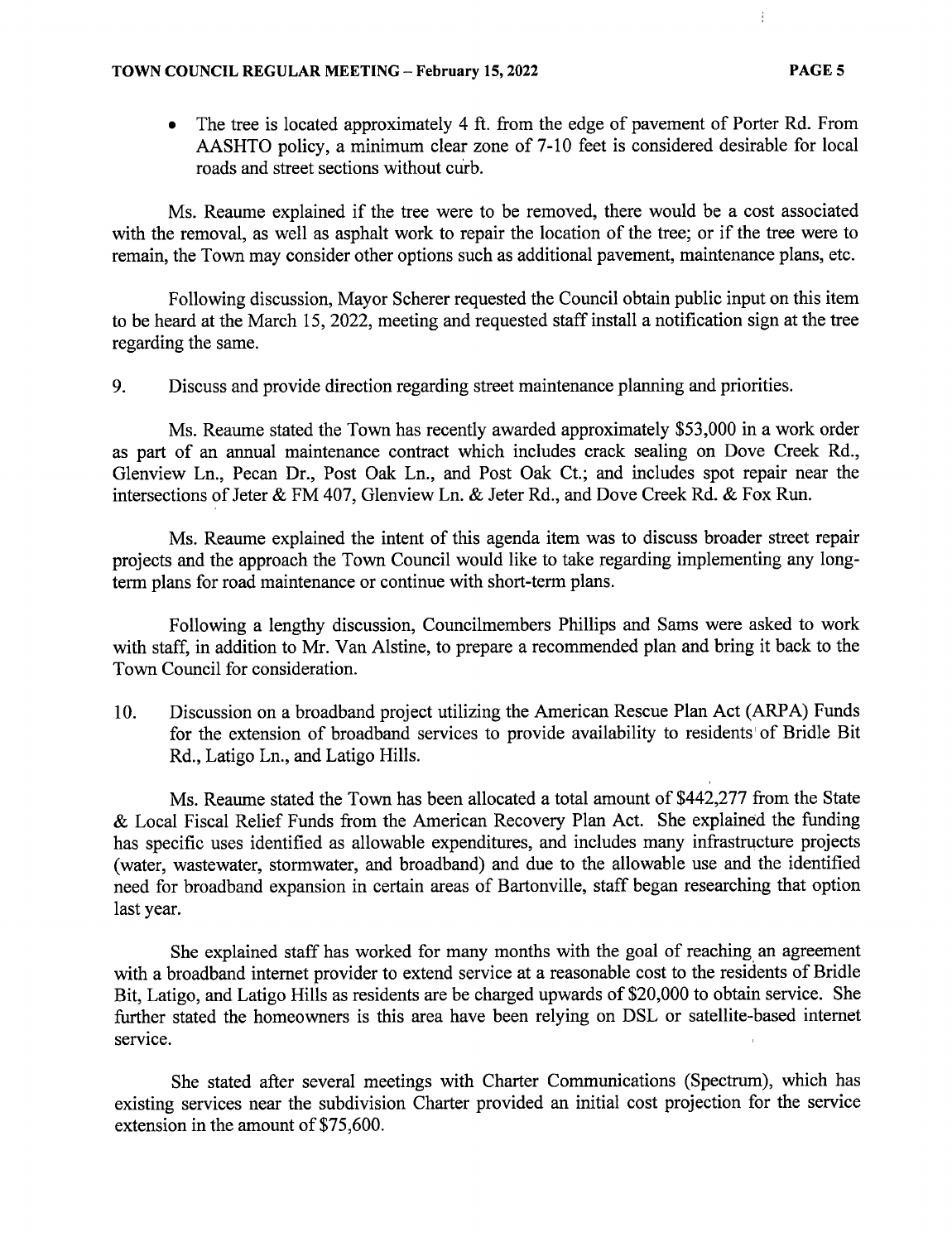- The tree is located approximately 4 ft. from the edge of pavement of Porter Rd. From AASHTO policy, a minimum clear zone of 7-10 feet is considered desirable for local roads and street sections without curb.

Ms. Reaume explained if the tree were to be removed, there would be a cost associated with the removal, as well as asphalt work to repair the location of the tree; or if the tree were to remain, the Town may consider other options such as additional pavement, maintenance plans, etc.

Following discussion, Mayor Scherer requested the Council obtain public input on this item to be heard at the March 15, 2022, meeting and requested staff install a notification sign at the tree regarding the same.

9. Discuss and provide direction regarding street maintenance planning and priorities.

Ms. Reaume stated the Town has recently awarded approximately $53,000 in a work order as part of an annual maintenance contract which includes crack sealing on Dove Creek Rd., Glenview Ln., Pecan Dr., Post Oak Ln., and Post Oak Ct.; and includes spot repair near the intersections of Jeter & FM 407, Glenview Ln. & Jeter Rd., and Dove Creek Rd. & Fox Run.

Ms. Reaume explained the intent of this agenda item was to discuss broader street repair projects and the approach the Town Council would like to take regarding implementing any long-term plans for road maintenance or continue with short-term plans.

Following a lengthy discussion, Councilmembers Phillips and Sams were asked to work with staff, in addition to Mr. Van Alstine, to prepare a recommended plan and bring it back to the Town Council for consideration.

10. Discussion on a broadband project utilizing the American Rescue Plan Act (ARPA) Funds for the extension of broadband services to provide availability to residents of Bridle Bit Rd., Latigo Ln., and Latigo Hills.

Ms. Reaume stated the Town has been allocated a total amount of $442,277 from the State & Local Fiscal Relief Funds from the American Recovery Plan Act. She explained the funding has specific uses identified as allowable expenditures, and includes many infrastructure projects (water, wastewater, stormwater, and broadband) and due to the allowable use and the identified need for broadband expansion in certain areas of Bartonville, staff began researching that option last year.

She explained staff has worked for many months with the goal of reaching an agreement with a broadband internet provider to extend service at a reasonable cost to the residents of Bridle Bit, Latigo, and Latigo Hills as residents are be charged upwards of $20,000 to obtain service. She further stated the homeowners is this area have been relying on DSL or satellite-based internet service.

She stated after several meetings with Charter Communications (Spectrum), which has existing services near the subdivision Charter provided an initial cost projection for the service extension in the amount of $75,600.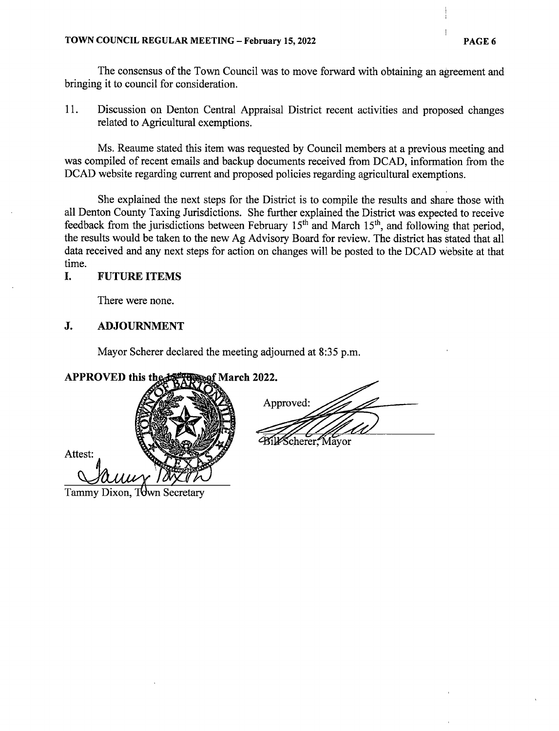The consensus of the Town Council was to move forward with obtaining an agreement and bringing it to council for consideration.

11. Discussion on Denton Central Appraisal District recent activities and proposed changes related to Agricultural exemptions.

Ms. Reaume stated this item was requested by Council members at a previous meeting and was compiled of recent emails and backup documents received from DCAD, information from the DCAD website regarding current and proposed policies regarding agricultural exemptions.

She explained the next steps for the District is to compile the results and share those with all Denton County Taxing Jurisdictions. She further explained the District was expected to receive feedback from the jurisdictions between February 15th and March 15th, and following that period, the results would be taken to the new Ag Advisory Board for review. The district has stated that all data received and any next steps for action on changes will be posted to the DCAD website at that time.

## I. FUTURE ITEMS

There were none.

## J. ADJOURNMENT

Mayor Scherer declared the meeting adjourned at 8:35 p.m.

**APPROVED this the 15th day of March 2022.**

Approved:

Bill Scherer, Mayor

Attest:

Tammy Dixon, Town Secretary